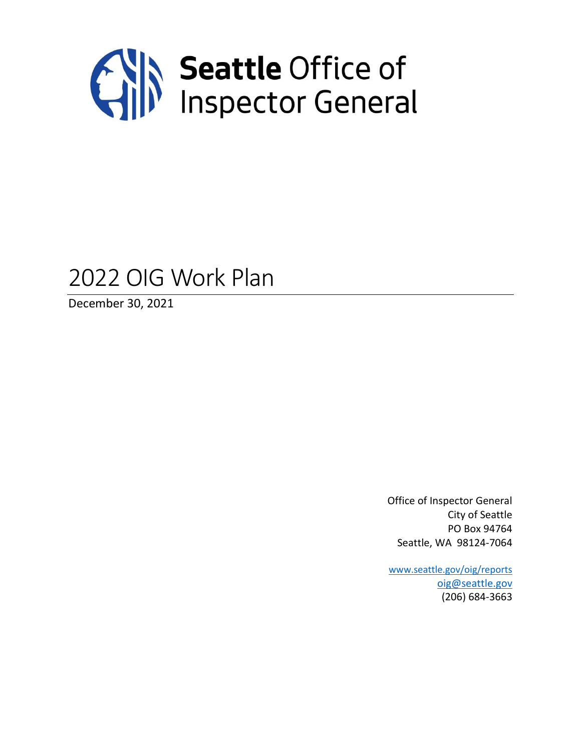**Seattle** Office of Inspector General

# 2022 OIG Work Plan

December 30, 2021

Office of Inspector General
City of Seattle
PO Box 94764
Seattle, WA 98124-7064

www.seattle.gov/oig/reports
oig@seattle.gov
(206) 684-3663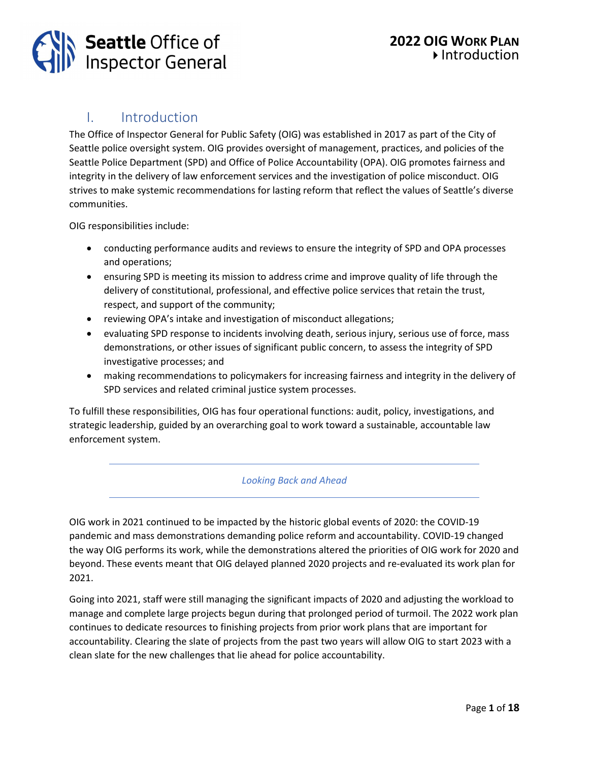# I. Introduction

The Office of Inspector General for Public Safety (OIG) was established in 2017 as part of the City of Seattle police oversight system. OIG provides oversight of management, practices, and policies of the Seattle Police Department (SPD) and Office of Police Accountability (OPA). OIG promotes fairness and integrity in the delivery of law enforcement services and the investigation of police misconduct. OIG strives to make systemic recommendations for lasting reform that reflect the values of Seattle's diverse communities.

OIG responsibilities include:

- conducting performance audits and reviews to ensure the integrity of SPD and OPA processes and operations;
- ensuring SPD is meeting its mission to address crime and improve quality of life through the delivery of constitutional, professional, and effective police services that retain the trust, respect, and support of the community;
- reviewing OPA's intake and investigation of misconduct allegations;
- evaluating SPD response to incidents involving death, serious injury, serious use of force, mass demonstrations, or other issues of significant public concern, to assess the integrity of SPD investigative processes; and
- making recommendations to policymakers for increasing fairness and integrity in the delivery of SPD services and related criminal justice system processes.

To fulfill these responsibilities, OIG has four operational functions: audit, policy, investigations, and strategic leadership, guided by an overarching goal to work toward a sustainable, accountable law enforcement system.

---

*Looking Back and Ahead*

---

OIG work in 2021 continued to be impacted by the historic global events of 2020: the COVID-19 pandemic and mass demonstrations demanding police reform and accountability. COVID-19 changed the way OIG performs its work, while the demonstrations altered the priorities of OIG work for 2020 and beyond. These events meant that OIG delayed planned 2020 projects and re-evaluated its work plan for 2021.

Going into 2021, staff were still managing the significant impacts of 2020 and adjusting the workload to manage and complete large projects begun during that prolonged period of turmoil. The 2022 work plan continues to dedicate resources to finishing projects from prior work plans that are important for accountability. Clearing the slate of projects from the past two years will allow OIG to start 2023 with a clean slate for the new challenges that lie ahead for police accountability.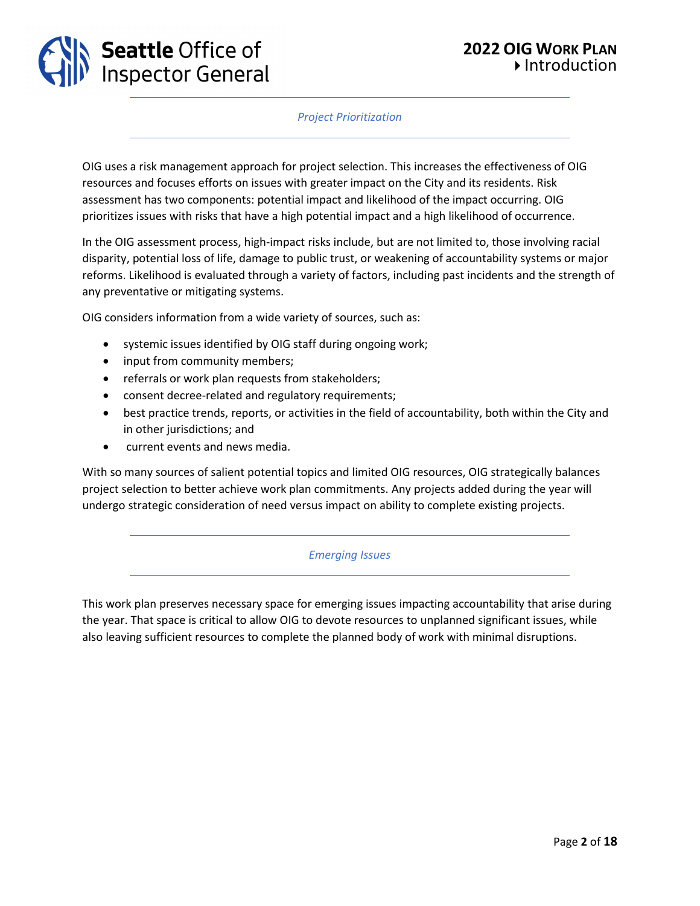## *Project Prioritization*

OIG uses a risk management approach for project selection. This increases the effectiveness of OIG resources and focuses efforts on issues with greater impact on the City and its residents. Risk assessment has two components: potential impact and likelihood of the impact occurring. OIG prioritizes issues with risks that have a high potential impact and a high likelihood of occurrence.

In the OIG assessment process, high-impact risks include, but are not limited to, those involving racial disparity, potential loss of life, damage to public trust, or weakening of accountability systems or major reforms. Likelihood is evaluated through a variety of factors, including past incidents and the strength of any preventative or mitigating systems.

OIG considers information from a wide variety of sources, such as:

- systemic issues identified by OIG staff during ongoing work;
- input from community members;
- referrals or work plan requests from stakeholders;
- consent decree-related and regulatory requirements;
- best practice trends, reports, or activities in the field of accountability, both within the City and in other jurisdictions; and
- current events and news media.

With so many sources of salient potential topics and limited OIG resources, OIG strategically balances project selection to better achieve work plan commitments. Any projects added during the year will undergo strategic consideration of need versus impact on ability to complete existing projects.

## *Emerging Issues*

This work plan preserves necessary space for emerging issues impacting accountability that arise during the year. That space is critical to allow OIG to devote resources to unplanned significant issues, while also leaving sufficient resources to complete the planned body of work with minimal disruptions.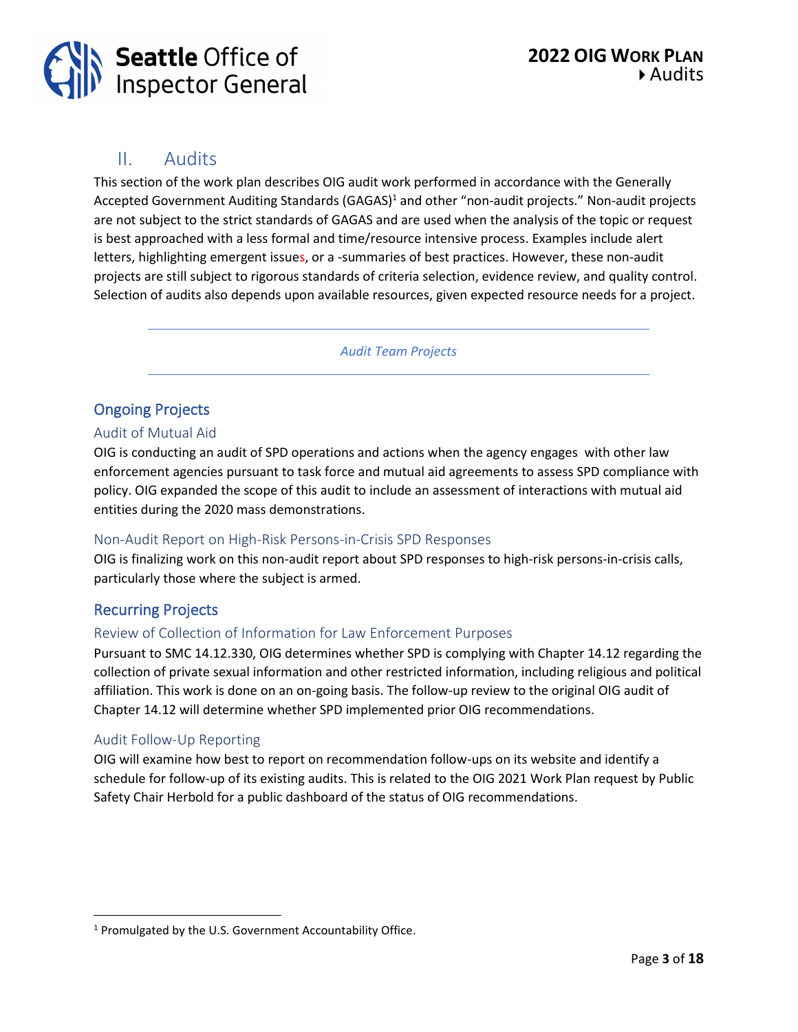## II. Audits

This section of the work plan describes OIG audit work performed in accordance with the Generally Accepted Government Auditing Standards (GAGAS)[1] and other "non-audit projects." Non-audit projects are not subject to the strict standards of GAGAS and are used when the analysis of the topic or request is best approached with a less formal and time/resource intensive process. Examples include alert letters, highlighting emergent issues, or a -summaries of best practices. However, these non-audit projects are still subject to rigorous standards of criteria selection, evidence review, and quality control. Selection of audits also depends upon available resources, given expected resource needs for a project.

---

*Audit Team Projects*

---

### Ongoing Projects

#### Audit of Mutual Aid

OIG is conducting an audit of SPD operations and actions when the agency engages with other law enforcement agencies pursuant to task force and mutual aid agreements to assess SPD compliance with policy. OIG expanded the scope of this audit to include an assessment of interactions with mutual aid entities during the 2020 mass demonstrations.

#### Non-Audit Report on High-Risk Persons-in-Crisis SPD Responses

OIG is finalizing work on this non-audit report about SPD responses to high-risk persons-in-crisis calls, particularly those where the subject is armed.

### Recurring Projects

#### Review of Collection of Information for Law Enforcement Purposes

Pursuant to SMC 14.12.330, OIG determines whether SPD is complying with Chapter 14.12 regarding the collection of private sexual information and other restricted information, including religious and political affiliation. This work is done on an on-going basis. The follow-up review to the original OIG audit of Chapter 14.12 will determine whether SPD implemented prior OIG recommendations.

#### Audit Follow-Up Reporting

OIG will examine how best to report on recommendation follow-ups on its website and identify a schedule for follow-up of its existing audits. This is related to the OIG 2021 Work Plan request by Public Safety Chair Herbold for a public dashboard of the status of OIG recommendations.

---

[1] Promulgated by the U.S. Government Accountability Office.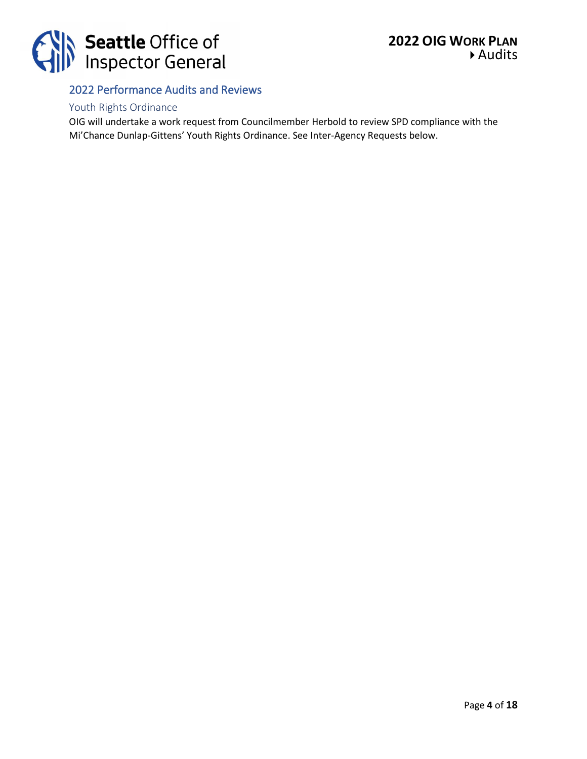## 2022 Performance Audits and Reviews

### Youth Rights Ordinance

OIG will undertake a work request from Councilmember Herbold to review SPD compliance with the Mi'Chance Dunlap-Gittens' Youth Rights Ordinance. See Inter-Agency Requests below.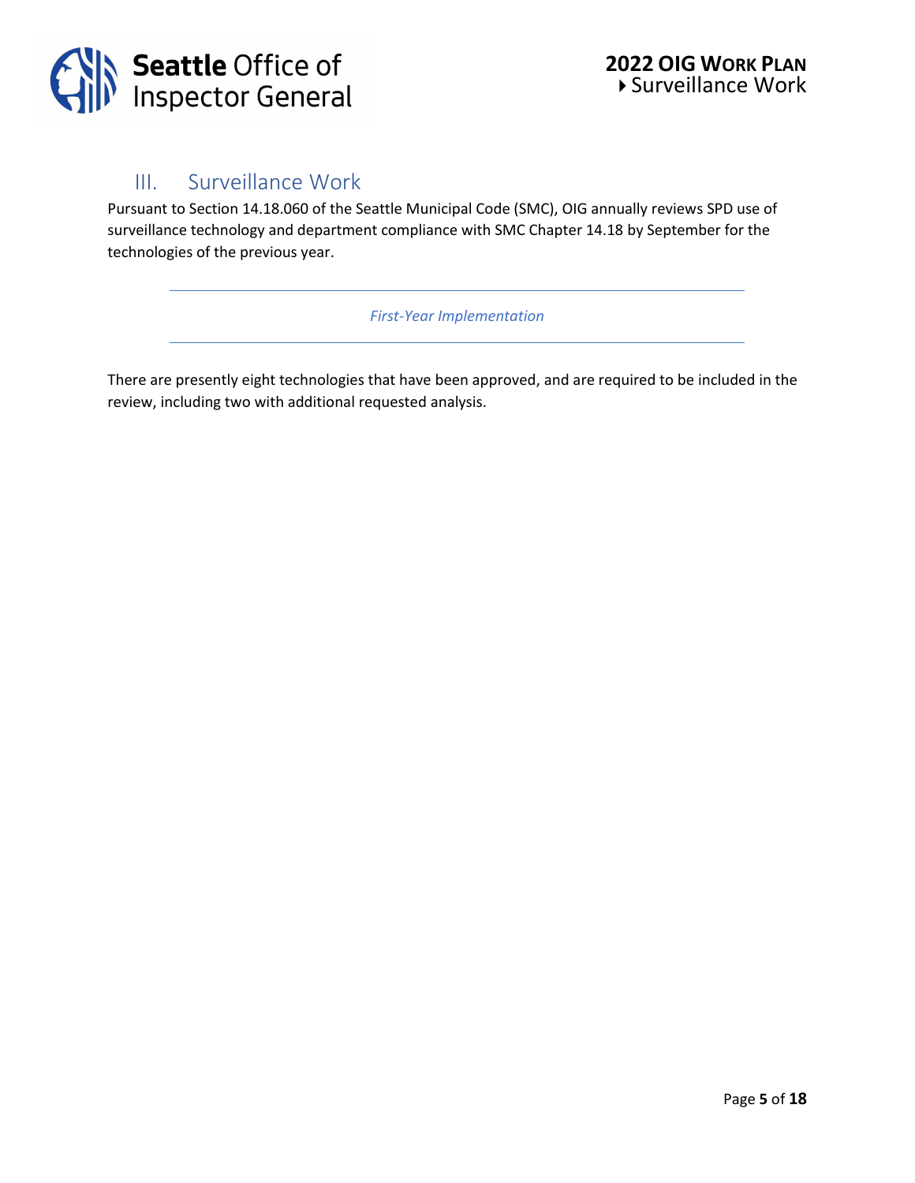## III. Surveillance Work

Pursuant to Section 14.18.060 of the Seattle Municipal Code (SMC), OIG annually reviews SPD use of surveillance technology and department compliance with SMC Chapter 14.18 by September for the technologies of the previous year.

---

*First-Year Implementation*

---

There are presently eight technologies that have been approved, and are required to be included in the review, including two with additional requested analysis.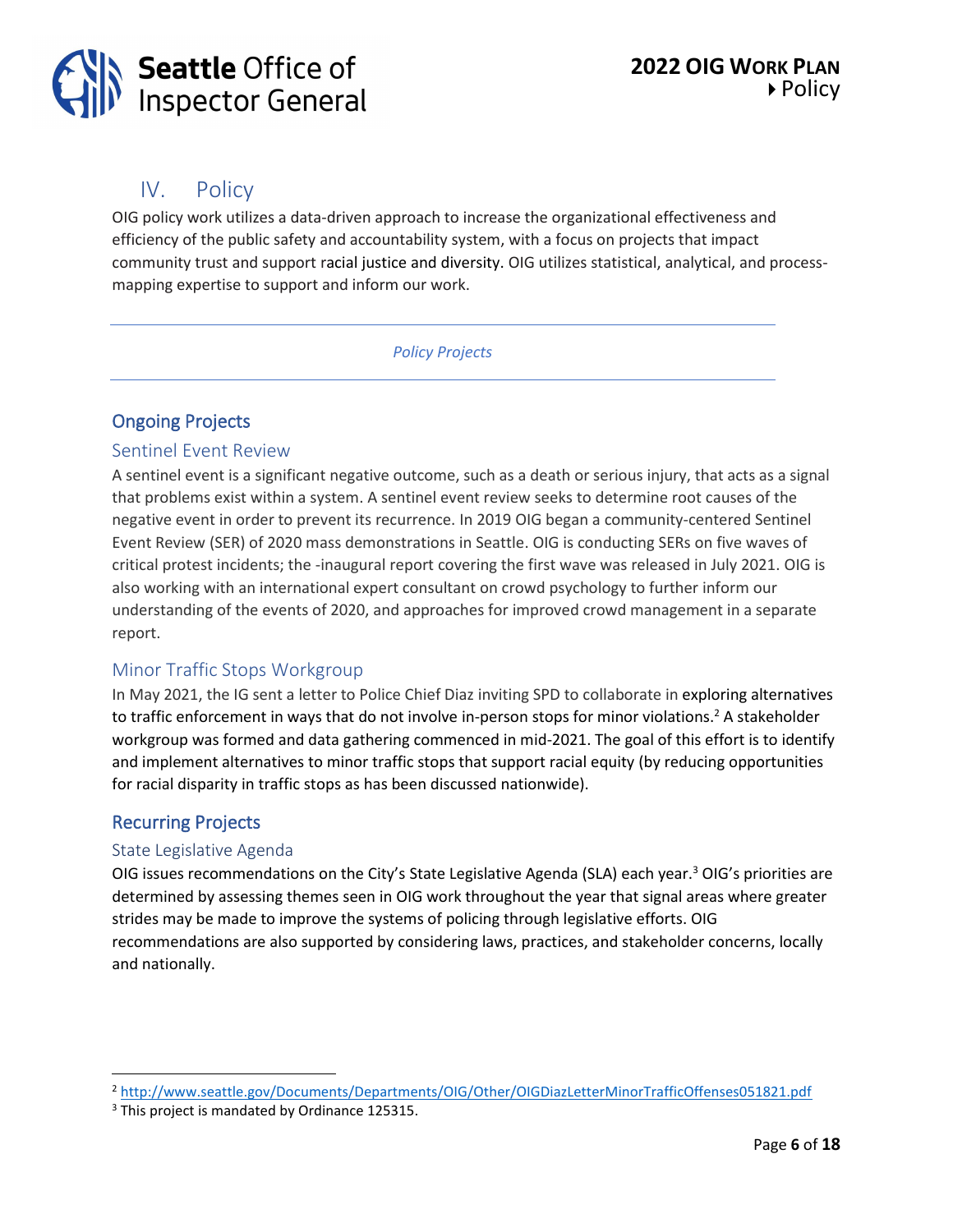# IV. Policy

OIG policy work utilizes a data-driven approach to increase the organizational effectiveness and efficiency of the public safety and accountability system, with a focus on projects that impact community trust and support racial justice and diversity. OIG utilizes statistical, analytical, and process-mapping expertise to support and inform our work.

---

*Policy Projects*

---

## Ongoing Projects

### Sentinel Event Review

A sentinel event is a significant negative outcome, such as a death or serious injury, that acts as a signal that problems exist within a system. A sentinel event review seeks to determine root causes of the negative event in order to prevent its recurrence. In 2019 OIG began a community-centered Sentinel Event Review (SER) of 2020 mass demonstrations in Seattle. OIG is conducting SERs on five waves of critical protest incidents; the -inaugural report covering the first wave was released in July 2021. OIG is also working with an international expert consultant on crowd psychology to further inform our understanding of the events of 2020, and approaches for improved crowd management in a separate report.

### Minor Traffic Stops Workgroup

In May 2021, the IG sent a letter to Police Chief Diaz inviting SPD to collaborate in exploring alternatives to traffic enforcement in ways that do not involve in-person stops for minor violations.[2] A stakeholder workgroup was formed and data gathering commenced in mid-2021. The goal of this effort is to identify and implement alternatives to minor traffic stops that support racial equity (by reducing opportunities for racial disparity in traffic stops as has been discussed nationwide).

## Recurring Projects

### State Legislative Agenda

OIG issues recommendations on the City's State Legislative Agenda (SLA) each year.[3] OIG's priorities are determined by assessing themes seen in OIG work throughout the year that signal areas where greater strides may be made to improve the systems of policing through legislative efforts. OIG recommendations are also supported by considering laws, practices, and stakeholder concerns, locally and nationally.

---

[2] http://www.seattle.gov/Documents/Departments/OIG/Other/OIGDiazLetterMinorTrafficOffenses051821.pdf

[3] This project is mandated by Ordinance 125315.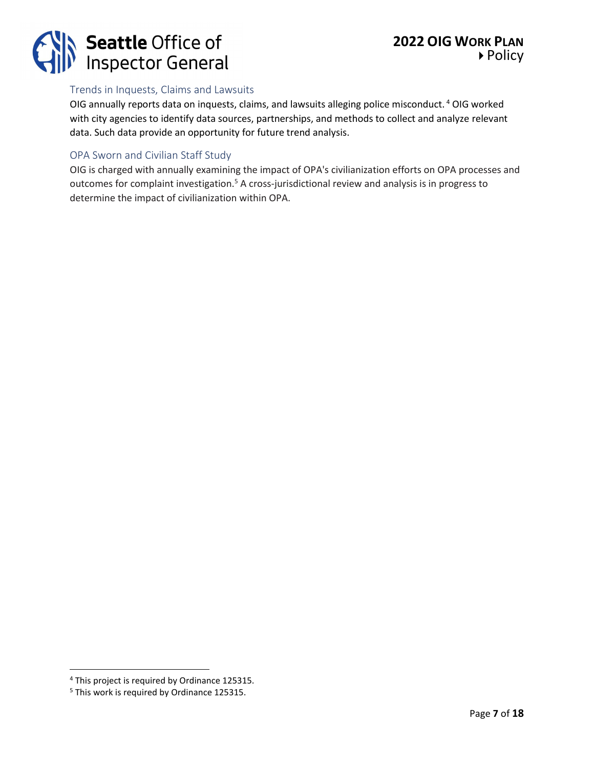### Trends in Inquests, Claims and Lawsuits

OIG annually reports data on inquests, claims, and lawsuits alleging police misconduct.[4] OIG worked with city agencies to identify data sources, partnerships, and methods to collect and analyze relevant data. Such data provide an opportunity for future trend analysis.

### OPA Sworn and Civilian Staff Study

OIG is charged with annually examining the impact of OPA's civilianization efforts on OPA processes and outcomes for complaint investigation.[5] A cross-jurisdictional review and analysis is in progress to determine the impact of civilianization within OPA.

---

[4] This project is required by Ordinance 125315.

[5] This work is required by Ordinance 125315.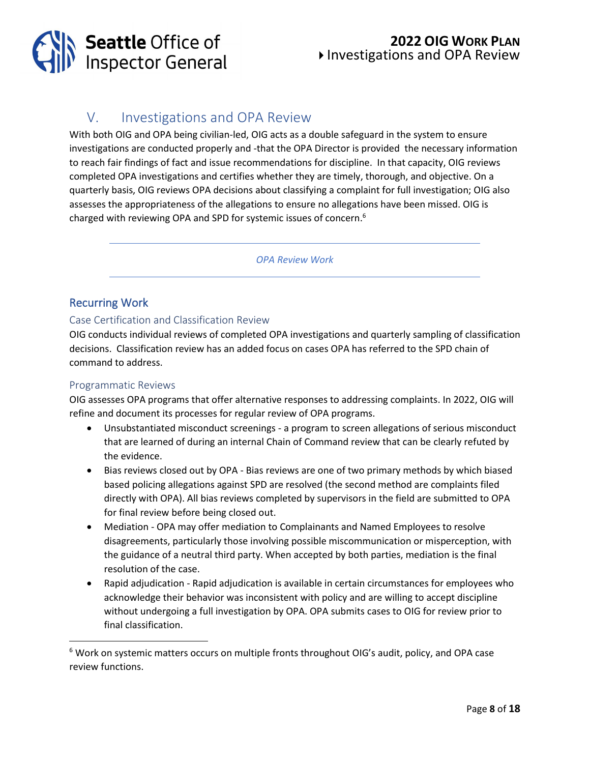## V. Investigations and OPA Review

With both OIG and OPA being civilian-led, OIG acts as a double safeguard in the system to ensure investigations are conducted properly and -that the OPA Director is provided the necessary information to reach fair findings of fact and issue recommendations for discipline. In that capacity, OIG reviews completed OPA investigations and certifies whether they are timely, thorough, and objective. On a quarterly basis, OIG reviews OPA decisions about classifying a complaint for full investigation; OIG also assesses the appropriateness of the allegations to ensure no allegations have been missed. OIG is charged with reviewing OPA and SPD for systemic issues of concern.[6]

---

*OPA Review Work*

---

### Recurring Work

#### Case Certification and Classification Review

OIG conducts individual reviews of completed OPA investigations and quarterly sampling of classification decisions. Classification review has an added focus on cases OPA has referred to the SPD chain of command to address.

#### Programmatic Reviews

OIG assesses OPA programs that offer alternative responses to addressing complaints. In 2022, OIG will refine and document its processes for regular review of OPA programs.

- Unsubstantiated misconduct screenings - a program to screen allegations of serious misconduct that are learned of during an internal Chain of Command review that can be clearly refuted by the evidence.
- Bias reviews closed out by OPA - Bias reviews are one of two primary methods by which biased based policing allegations against SPD are resolved (the second method are complaints filed directly with OPA). All bias reviews completed by supervisors in the field are submitted to OPA for final review before being closed out.
- Mediation - OPA may offer mediation to Complainants and Named Employees to resolve disagreements, particularly those involving possible miscommunication or misperception, with the guidance of a neutral third party. When accepted by both parties, mediation is the final resolution of the case.
- Rapid adjudication - Rapid adjudication is available in certain circumstances for employees who acknowledge their behavior was inconsistent with policy and are willing to accept discipline without undergoing a full investigation by OPA. OPA submits cases to OIG for review prior to final classification.

---

[6] Work on systemic matters occurs on multiple fronts throughout OIG's audit, policy, and OPA case review functions.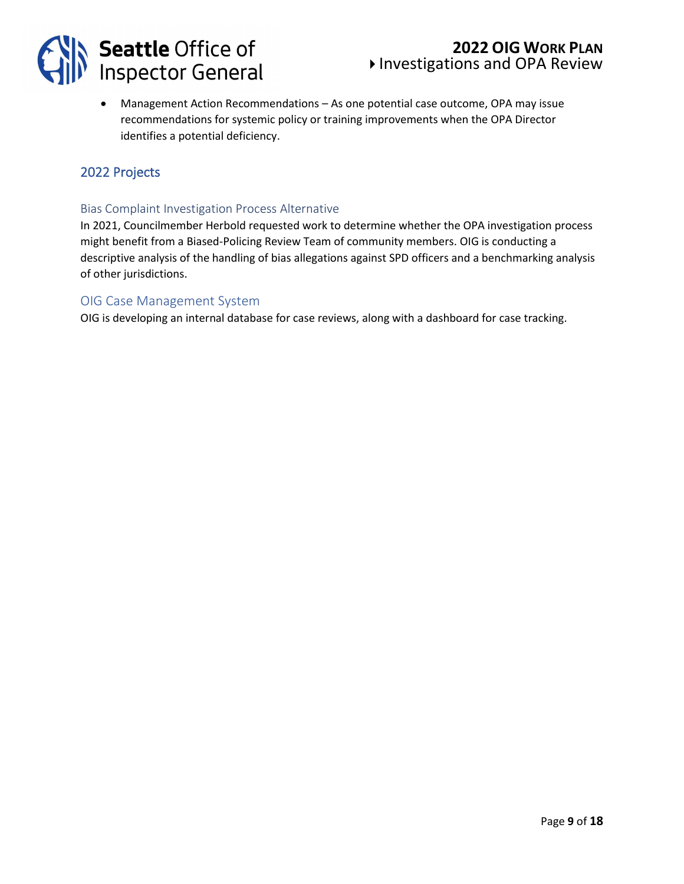- Management Action Recommendations – As one potential case outcome, OPA may issue recommendations for systemic policy or training improvements when the OPA Director identifies a potential deficiency.

## 2022 Projects

### Bias Complaint Investigation Process Alternative

In 2021, Councilmember Herbold requested work to determine whether the OPA investigation process might benefit from a Biased-Policing Review Team of community members. OIG is conducting a descriptive analysis of the handling of bias allegations against SPD officers and a benchmarking analysis of other jurisdictions.

### OIG Case Management System

OIG is developing an internal database for case reviews, along with a dashboard for case tracking.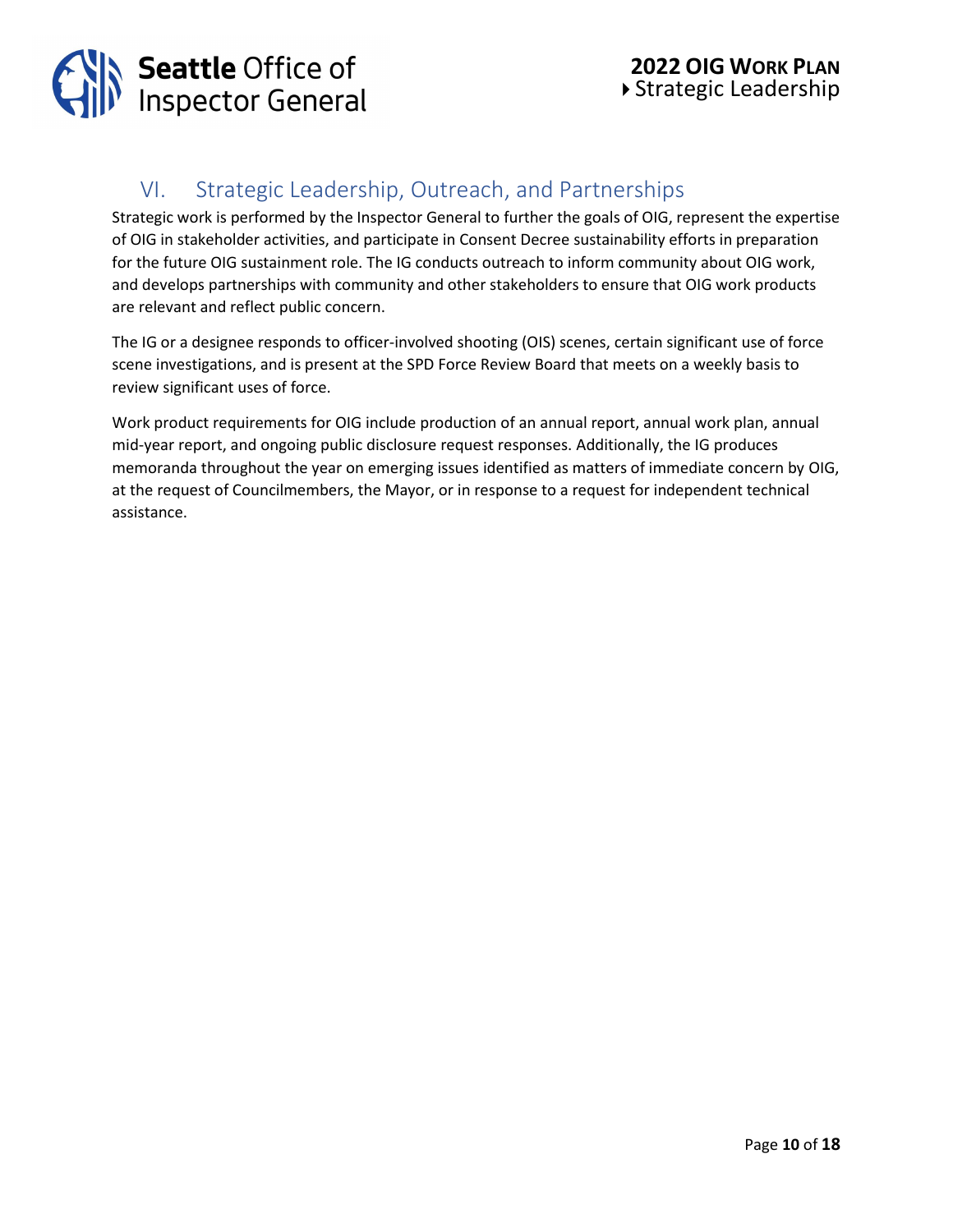## VI. Strategic Leadership, Outreach, and Partnerships

Strategic work is performed by the Inspector General to further the goals of OIG, represent the expertise of OIG in stakeholder activities, and participate in Consent Decree sustainability efforts in preparation for the future OIG sustainment role. The IG conducts outreach to inform community about OIG work, and develops partnerships with community and other stakeholders to ensure that OIG work products are relevant and reflect public concern.

The IG or a designee responds to officer-involved shooting (OIS) scenes, certain significant use of force scene investigations, and is present at the SPD Force Review Board that meets on a weekly basis to review significant uses of force.

Work product requirements for OIG include production of an annual report, annual work plan, annual mid-year report, and ongoing public disclosure request responses. Additionally, the IG produces memoranda throughout the year on emerging issues identified as matters of immediate concern by OIG, at the request of Councilmembers, the Mayor, or in response to a request for independent technical assistance.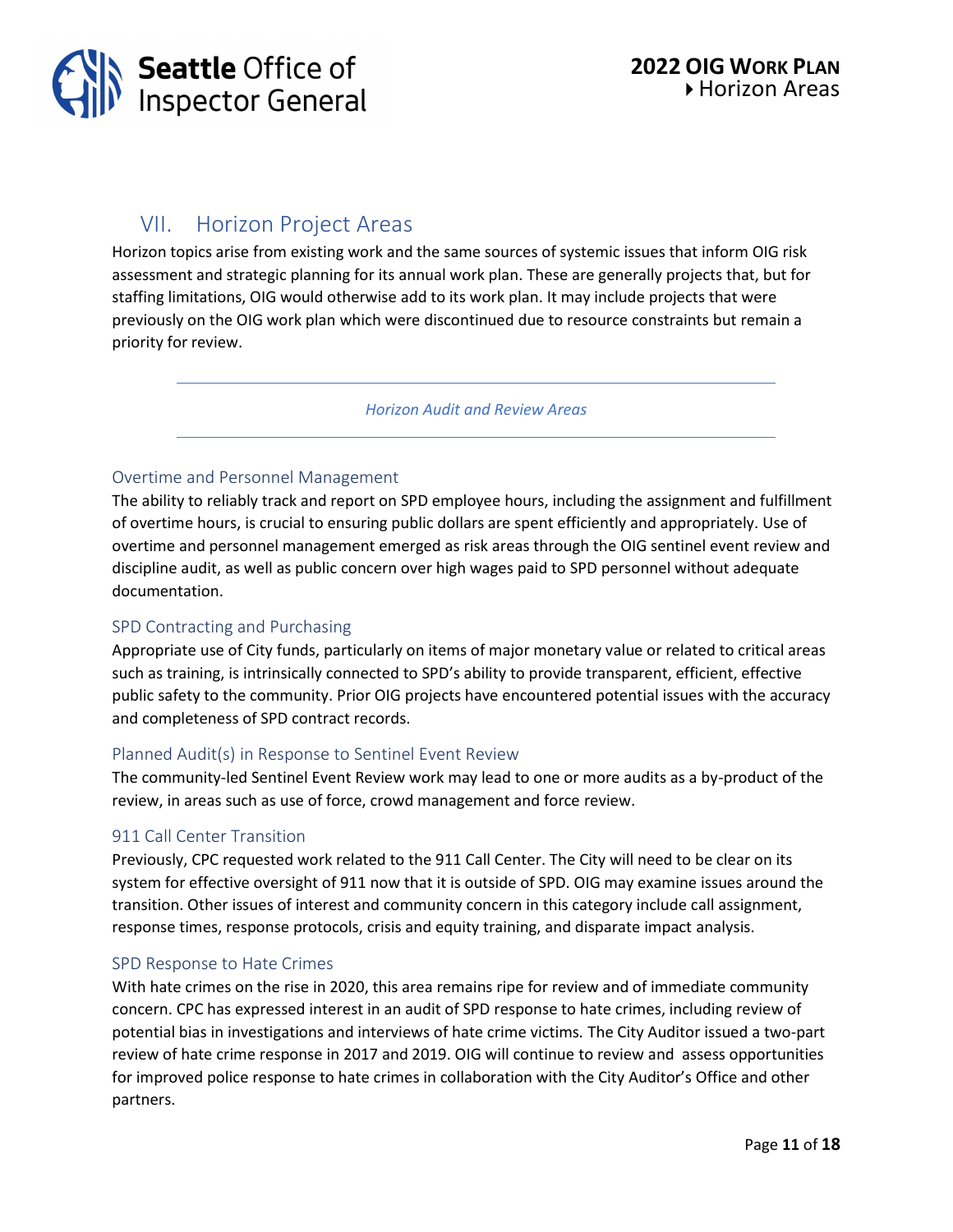## VII. Horizon Project Areas

Horizon topics arise from existing work and the same sources of systemic issues that inform OIG risk assessment and strategic planning for its annual work plan. These are generally projects that, but for staffing limitations, OIG would otherwise add to its work plan. It may include projects that were previously on the OIG work plan which were discontinued due to resource constraints but remain a priority for review.

---

*Horizon Audit and Review Areas*

---

### Overtime and Personnel Management

The ability to reliably track and report on SPD employee hours, including the assignment and fulfillment of overtime hours, is crucial to ensuring public dollars are spent efficiently and appropriately. Use of overtime and personnel management emerged as risk areas through the OIG sentinel event review and discipline audit, as well as public concern over high wages paid to SPD personnel without adequate documentation.

### SPD Contracting and Purchasing

Appropriate use of City funds, particularly on items of major monetary value or related to critical areas such as training, is intrinsically connected to SPD's ability to provide transparent, efficient, effective public safety to the community. Prior OIG projects have encountered potential issues with the accuracy and completeness of SPD contract records.

### Planned Audit(s) in Response to Sentinel Event Review

The community-led Sentinel Event Review work may lead to one or more audits as a by-product of the review, in areas such as use of force, crowd management and force review.

### 911 Call Center Transition

Previously, CPC requested work related to the 911 Call Center. The City will need to be clear on its system for effective oversight of 911 now that it is outside of SPD. OIG may examine issues around the transition. Other issues of interest and community concern in this category include call assignment, response times, response protocols, crisis and equity training, and disparate impact analysis.

### SPD Response to Hate Crimes

With hate crimes on the rise in 2020, this area remains ripe for review and of immediate community concern. CPC has expressed interest in an audit of SPD response to hate crimes, including review of potential bias in investigations and interviews of hate crime victims. The City Auditor issued a two-part review of hate crime response in 2017 and 2019. OIG will continue to review and assess opportunities for improved police response to hate crimes in collaboration with the City Auditor's Office and other partners.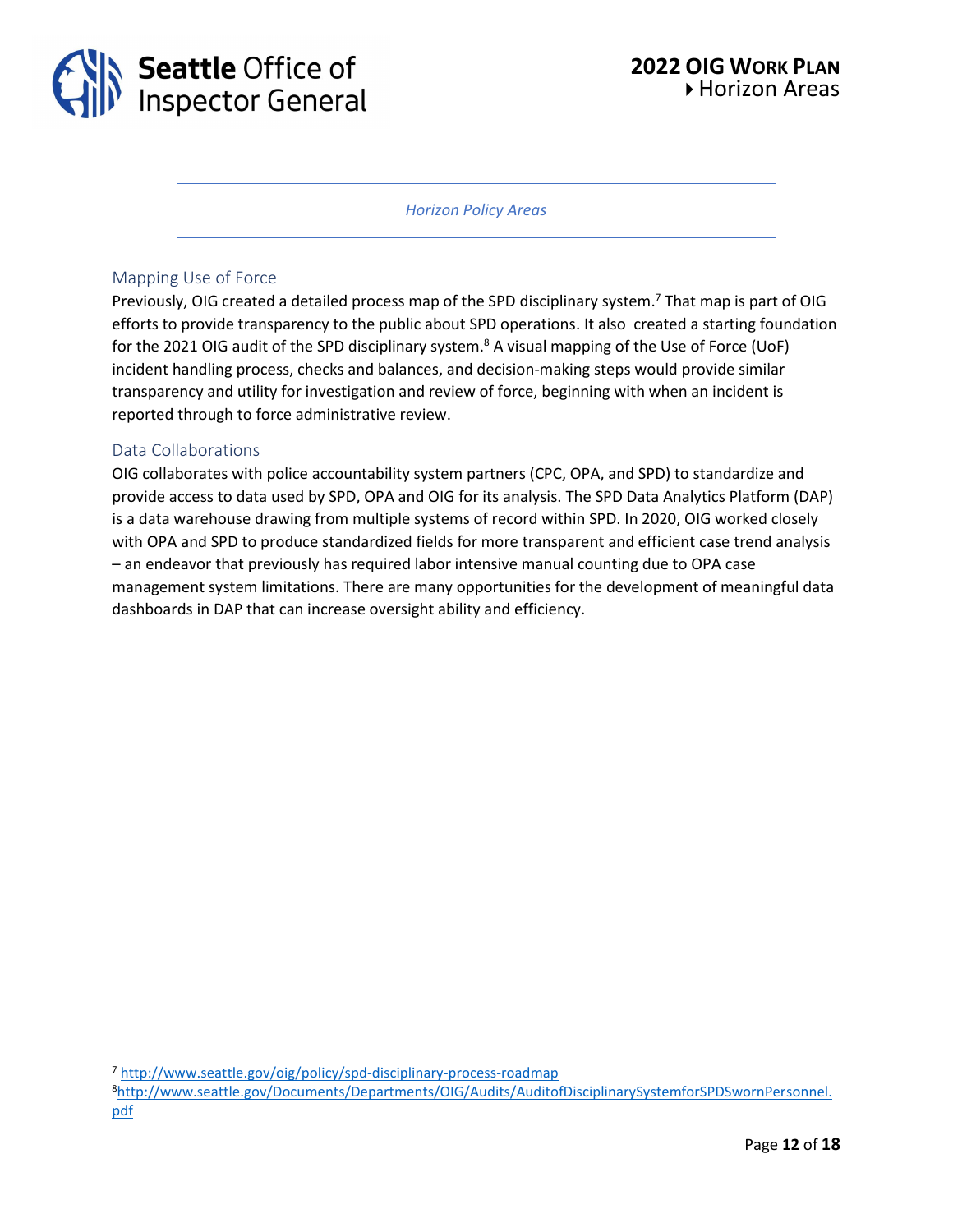*Horizon Policy Areas*

## Mapping Use of Force

Previously, OIG created a detailed process map of the SPD disciplinary system.[7] That map is part of OIG efforts to provide transparency to the public about SPD operations. It also created a starting foundation for the 2021 OIG audit of the SPD disciplinary system.[8] A visual mapping of the Use of Force (UoF) incident handling process, checks and balances, and decision-making steps would provide similar transparency and utility for investigation and review of force, beginning with when an incident is reported through to force administrative review.

## Data Collaborations

OIG collaborates with police accountability system partners (CPC, OPA, and SPD) to standardize and provide access to data used by SPD, OPA and OIG for its analysis. The SPD Data Analytics Platform (DAP) is a data warehouse drawing from multiple systems of record within SPD. In 2020, OIG worked closely with OPA and SPD to produce standardized fields for more transparent and efficient case trend analysis – an endeavor that previously has required labor intensive manual counting due to OPA case management system limitations. There are many opportunities for the development of meaningful data dashboards in DAP that can increase oversight ability and efficiency.

---

[7] http://www.seattle.gov/oig/policy/spd-disciplinary-process-roadmap

[8] http://www.seattle.gov/Documents/Departments/OIG/Audits/AuditofDisciplinarySystemforSPDSwornPersonnel.pdf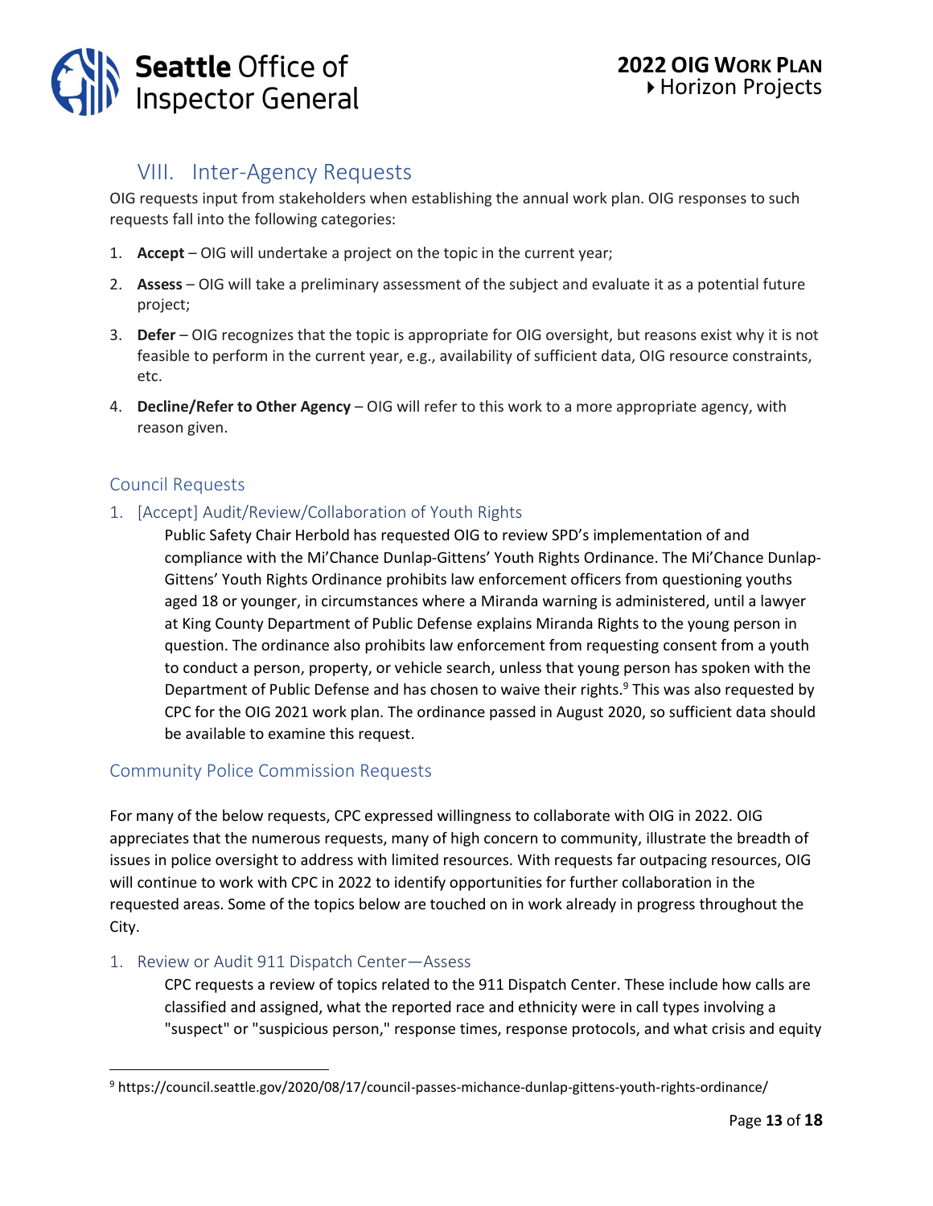## VIII. Inter-Agency Requests

OIG requests input from stakeholders when establishing the annual work plan. OIG responses to such requests fall into the following categories:

1. **Accept** – OIG will undertake a project on the topic in the current year;
2. **Assess** – OIG will take a preliminary assessment of the subject and evaluate it as a potential future project;
3. **Defer** – OIG recognizes that the topic is appropriate for OIG oversight, but reasons exist why it is not feasible to perform in the current year, e.g., availability of sufficient data, OIG resource constraints, etc.
4. **Decline/Refer to Other Agency** – OIG will refer to this work to a more appropriate agency, with reason given.

### Council Requests

#### 1. [Accept] Audit/Review/Collaboration of Youth Rights

Public Safety Chair Herbold has requested OIG to review SPD's implementation of and compliance with the Mi'Chance Dunlap-Gittens' Youth Rights Ordinance. The Mi'Chance Dunlap-Gittens' Youth Rights Ordinance prohibits law enforcement officers from questioning youths aged 18 or younger, in circumstances where a Miranda warning is administered, until a lawyer at King County Department of Public Defense explains Miranda Rights to the young person in question. The ordinance also prohibits law enforcement from requesting consent from a youth to conduct a person, property, or vehicle search, unless that young person has spoken with the Department of Public Defense and has chosen to waive their rights.[9] This was also requested by CPC for the OIG 2021 work plan. The ordinance passed in August 2020, so sufficient data should be available to examine this request.

### Community Police Commission Requests

For many of the below requests, CPC expressed willingness to collaborate with OIG in 2022. OIG appreciates that the numerous requests, many of high concern to community, illustrate the breadth of issues in police oversight to address with limited resources. With requests far outpacing resources, OIG will continue to work with CPC in 2022 to identify opportunities for further collaboration in the requested areas. Some of the topics below are touched on in work already in progress throughout the City.

#### 1. Review or Audit 911 Dispatch Center—Assess

CPC requests a review of topics related to the 911 Dispatch Center. These include how calls are classified and assigned, what the reported race and ethnicity were in call types involving a "suspect" or "suspicious person," response times, response protocols, and what crisis and equity

---

[9] https://council.seattle.gov/2020/08/17/council-passes-michance-dunlap-gittens-youth-rights-ordinance/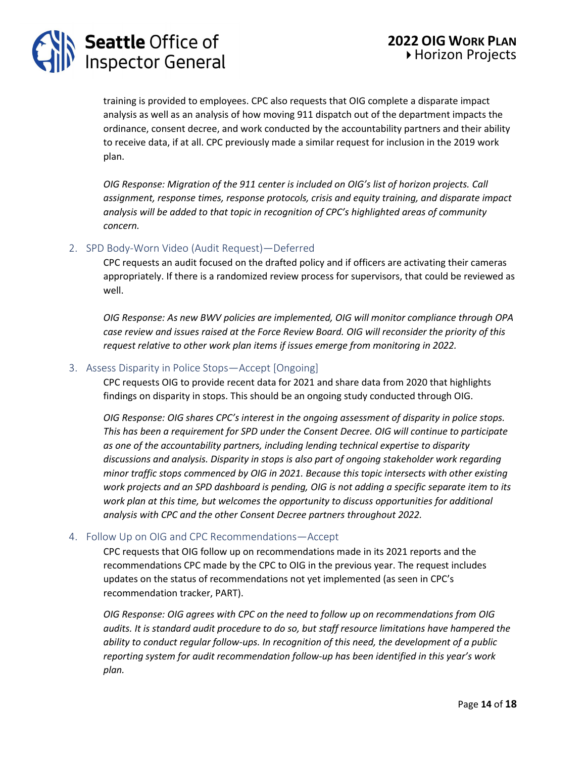training is provided to employees. CPC also requests that OIG complete a disparate impact analysis as well as an analysis of how moving 911 dispatch out of the department impacts the ordinance, consent decree, and work conducted by the accountability partners and their ability to receive data, if at all. CPC previously made a similar request for inclusion in the 2019 work plan.

*OIG Response: Migration of the 911 center is included on OIG's list of horizon projects. Call assignment, response times, response protocols, crisis and equity training, and disparate impact analysis will be added to that topic in recognition of CPC's highlighted areas of community concern.*

### 2. SPD Body-Worn Video (Audit Request)—Deferred

CPC requests an audit focused on the drafted policy and if officers are activating their cameras appropriately. If there is a randomized review process for supervisors, that could be reviewed as well.

*OIG Response: As new BWV policies are implemented, OIG will monitor compliance through OPA case review and issues raised at the Force Review Board. OIG will reconsider the priority of this request relative to other work plan items if issues emerge from monitoring in 2022.*

### 3. Assess Disparity in Police Stops—Accept [Ongoing]

CPC requests OIG to provide recent data for 2021 and share data from 2020 that highlights findings on disparity in stops. This should be an ongoing study conducted through OIG.

*OIG Response: OIG shares CPC's interest in the ongoing assessment of disparity in police stops. This has been a requirement for SPD under the Consent Decree. OIG will continue to participate as one of the accountability partners, including lending technical expertise to disparity discussions and analysis. Disparity in stops is also part of ongoing stakeholder work regarding minor traffic stops commenced by OIG in 2021. Because this topic intersects with other existing work projects and an SPD dashboard is pending, OIG is not adding a specific separate item to its work plan at this time, but welcomes the opportunity to discuss opportunities for additional analysis with CPC and the other Consent Decree partners throughout 2022.*

### 4. Follow Up on OIG and CPC Recommendations—Accept

CPC requests that OIG follow up on recommendations made in its 2021 reports and the recommendations CPC made by the CPC to OIG in the previous year. The request includes updates on the status of recommendations not yet implemented (as seen in CPC's recommendation tracker, PART).

*OIG Response: OIG agrees with CPC on the need to follow up on recommendations from OIG audits. It is standard audit procedure to do so, but staff resource limitations have hampered the ability to conduct regular follow-ups. In recognition of this need, the development of a public reporting system for audit recommendation follow-up has been identified in this year's work plan.*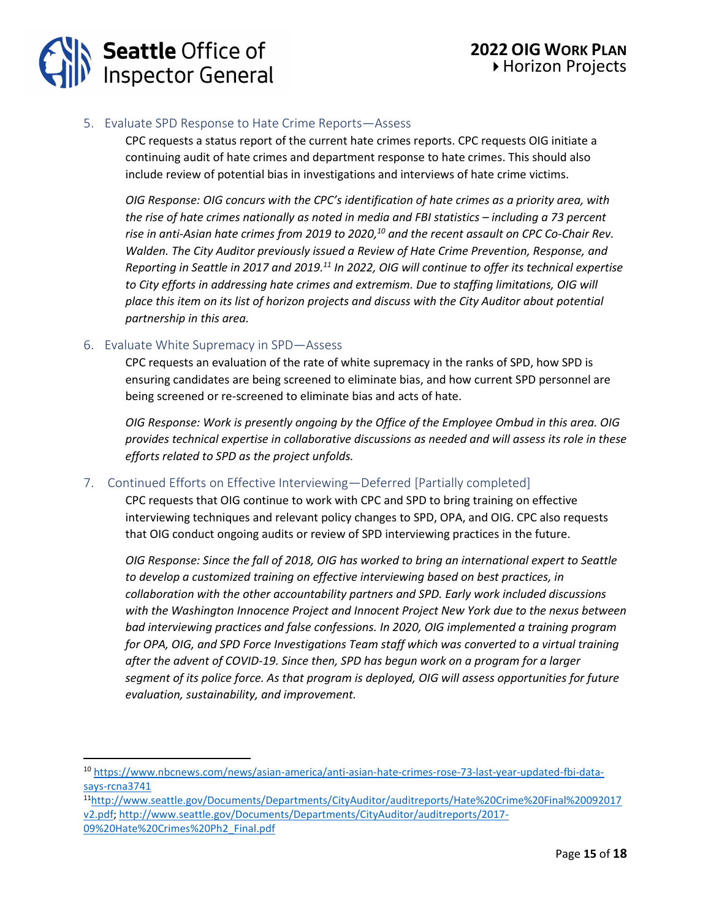### 5. Evaluate SPD Response to Hate Crime Reports—Assess

CPC requests a status report of the current hate crimes reports. CPC requests OIG initiate a continuing audit of hate crimes and department response to hate crimes. This should also include review of potential bias in investigations and interviews of hate crime victims.

*OIG Response: OIG concurs with the CPC's identification of hate crimes as a priority area, with the rise of hate crimes nationally as noted in media and FBI statistics – including a 73 percent rise in anti-Asian hate crimes from 2019 to 2020,[10] and the recent assault on CPC Co-Chair Rev. Walden. The City Auditor previously issued a Review of Hate Crime Prevention, Response, and Reporting in Seattle in 2017 and 2019.[11] In 2022, OIG will continue to offer its technical expertise to City efforts in addressing hate crimes and extremism. Due to staffing limitations, OIG will place this item on its list of horizon projects and discuss with the City Auditor about potential partnership in this area.*

### 6. Evaluate White Supremacy in SPD—Assess

CPC requests an evaluation of the rate of white supremacy in the ranks of SPD, how SPD is ensuring candidates are being screened to eliminate bias, and how current SPD personnel are being screened or re-screened to eliminate bias and acts of hate.

*OIG Response: Work is presently ongoing by the Office of the Employee Ombud in this area. OIG provides technical expertise in collaborative discussions as needed and will assess its role in these efforts related to SPD as the project unfolds.*

### 7. Continued Efforts on Effective Interviewing—Deferred [Partially completed]

CPC requests that OIG continue to work with CPC and SPD to bring training on effective interviewing techniques and relevant policy changes to SPD, OPA, and OIG. CPC also requests that OIG conduct ongoing audits or review of SPD interviewing practices in the future.

*OIG Response: Since the fall of 2018, OIG has worked to bring an international expert to Seattle to develop a customized training on effective interviewing based on best practices, in collaboration with the other accountability partners and SPD. Early work included discussions with the Washington Innocence Project and Innocent Project New York due to the nexus between bad interviewing practices and false confessions. In 2020, OIG implemented a training program for OPA, OIG, and SPD Force Investigations Team staff which was converted to a virtual training after the advent of COVID-19. Since then, SPD has begun work on a program for a larger segment of its police force. As that program is deployed, OIG will assess opportunities for future evaluation, sustainability, and improvement.*

---

[10] https://www.nbcnews.com/news/asian-america/anti-asian-hate-crimes-rose-73-last-year-updated-fbi-data-says-rcna3741

[11] http://www.seattle.gov/Documents/Departments/CityAuditor/auditreports/Hate%20Crime%20Final%20092017v2.pdf; http://www.seattle.gov/Documents/Departments/CityAuditor/auditreports/2017-09%20Hate%20Crimes%20Ph2_Final.pdf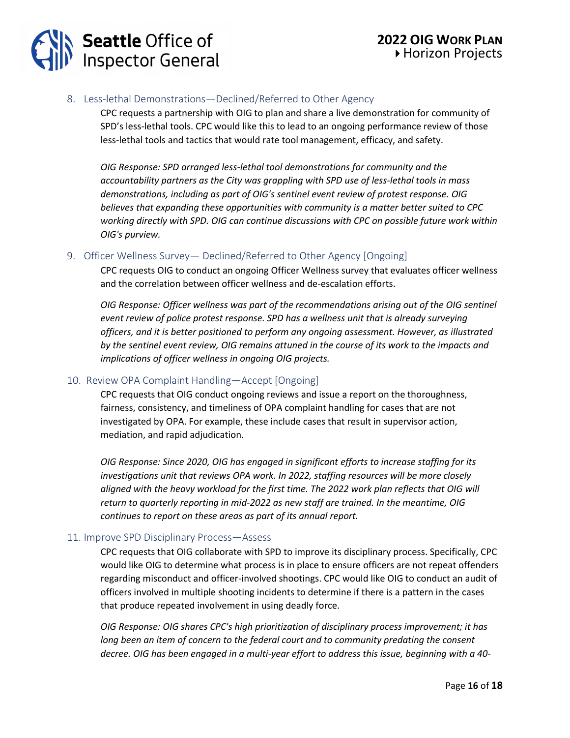### 8. Less-lethal Demonstrations—Declined/Referred to Other Agency

CPC requests a partnership with OIG to plan and share a live demonstration for community of SPD's less-lethal tools. CPC would like this to lead to an ongoing performance review of those less-lethal tools and tactics that would rate tool management, efficacy, and safety.

*OIG Response: SPD arranged less-lethal tool demonstrations for community and the accountability partners as the City was grappling with SPD use of less-lethal tools in mass demonstrations, including as part of OIG's sentinel event review of protest response. OIG believes that expanding these opportunities with community is a matter better suited to CPC working directly with SPD. OIG can continue discussions with CPC on possible future work within OIG's purview.*

### 9. Officer Wellness Survey— Declined/Referred to Other Agency [Ongoing]

CPC requests OIG to conduct an ongoing Officer Wellness survey that evaluates officer wellness and the correlation between officer wellness and de-escalation efforts.

*OIG Response: Officer wellness was part of the recommendations arising out of the OIG sentinel event review of police protest response. SPD has a wellness unit that is already surveying officers, and it is better positioned to perform any ongoing assessment. However, as illustrated by the sentinel event review, OIG remains attuned in the course of its work to the impacts and implications of officer wellness in ongoing OIG projects.*

### 10. Review OPA Complaint Handling—Accept [Ongoing]

CPC requests that OIG conduct ongoing reviews and issue a report on the thoroughness, fairness, consistency, and timeliness of OPA complaint handling for cases that are not investigated by OPA. For example, these include cases that result in supervisor action, mediation, and rapid adjudication.

*OIG Response: Since 2020, OIG has engaged in significant efforts to increase staffing for its investigations unit that reviews OPA work. In 2022, staffing resources will be more closely aligned with the heavy workload for the first time. The 2022 work plan reflects that OIG will return to quarterly reporting in mid-2022 as new staff are trained. In the meantime, OIG continues to report on these areas as part of its annual report.*

### 11. Improve SPD Disciplinary Process—Assess

CPC requests that OIG collaborate with SPD to improve its disciplinary process. Specifically, CPC would like OIG to determine what process is in place to ensure officers are not repeat offenders regarding misconduct and officer-involved shootings. CPC would like OIG to conduct an audit of officers involved in multiple shooting incidents to determine if there is a pattern in the cases that produce repeated involvement in using deadly force.

*OIG Response: OIG shares CPC's high prioritization of disciplinary process improvement; it has long been an item of concern to the federal court and to community predating the consent decree. OIG has been engaged in a multi-year effort to address this issue, beginning with a 40-*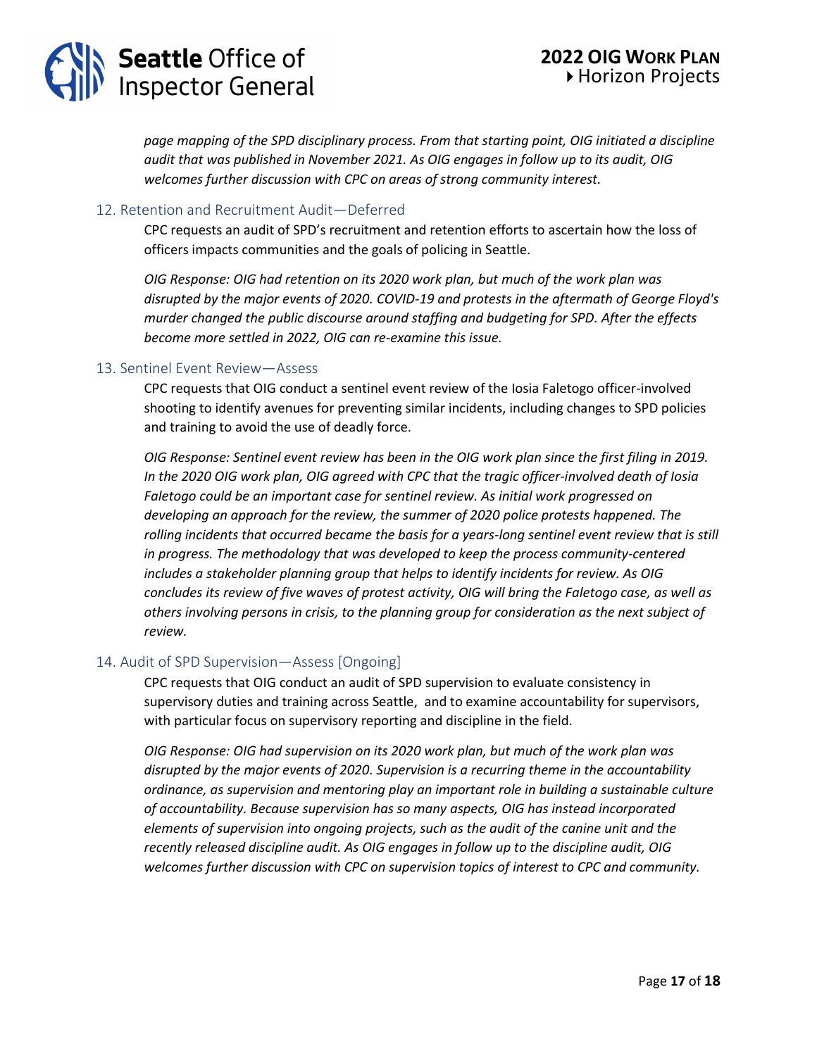*page mapping of the SPD disciplinary process. From that starting point, OIG initiated a discipline audit that was published in November 2021. As OIG engages in follow up to its audit, OIG welcomes further discussion with CPC on areas of strong community interest.*

### 12. Retention and Recruitment Audit—Deferred

CPC requests an audit of SPD's recruitment and retention efforts to ascertain how the loss of officers impacts communities and the goals of policing in Seattle.

*OIG Response: OIG had retention on its 2020 work plan, but much of the work plan was disrupted by the major events of 2020. COVID-19 and protests in the aftermath of George Floyd's murder changed the public discourse around staffing and budgeting for SPD. After the effects become more settled in 2022, OIG can re-examine this issue.*

### 13. Sentinel Event Review—Assess

CPC requests that OIG conduct a sentinel event review of the Iosia Faletogo officer-involved shooting to identify avenues for preventing similar incidents, including changes to SPD policies and training to avoid the use of deadly force.

*OIG Response: Sentinel event review has been in the OIG work plan since the first filing in 2019. In the 2020 OIG work plan, OIG agreed with CPC that the tragic officer-involved death of Iosia Faletogo could be an important case for sentinel review. As initial work progressed on developing an approach for the review, the summer of 2020 police protests happened. The rolling incidents that occurred became the basis for a years-long sentinel event review that is still in progress. The methodology that was developed to keep the process community-centered includes a stakeholder planning group that helps to identify incidents for review. As OIG concludes its review of five waves of protest activity, OIG will bring the Faletogo case, as well as others involving persons in crisis, to the planning group for consideration as the next subject of review.*

### 14. Audit of SPD Supervision—Assess [Ongoing]

CPC requests that OIG conduct an audit of SPD supervision to evaluate consistency in supervisory duties and training across Seattle, and to examine accountability for supervisors, with particular focus on supervisory reporting and discipline in the field.

*OIG Response: OIG had supervision on its 2020 work plan, but much of the work plan was disrupted by the major events of 2020. Supervision is a recurring theme in the accountability ordinance, as supervision and mentoring play an important role in building a sustainable culture of accountability. Because supervision has so many aspects, OIG has instead incorporated elements of supervision into ongoing projects, such as the audit of the canine unit and the recently released discipline audit. As OIG engages in follow up to the discipline audit, OIG welcomes further discussion with CPC on supervision topics of interest to CPC and community.*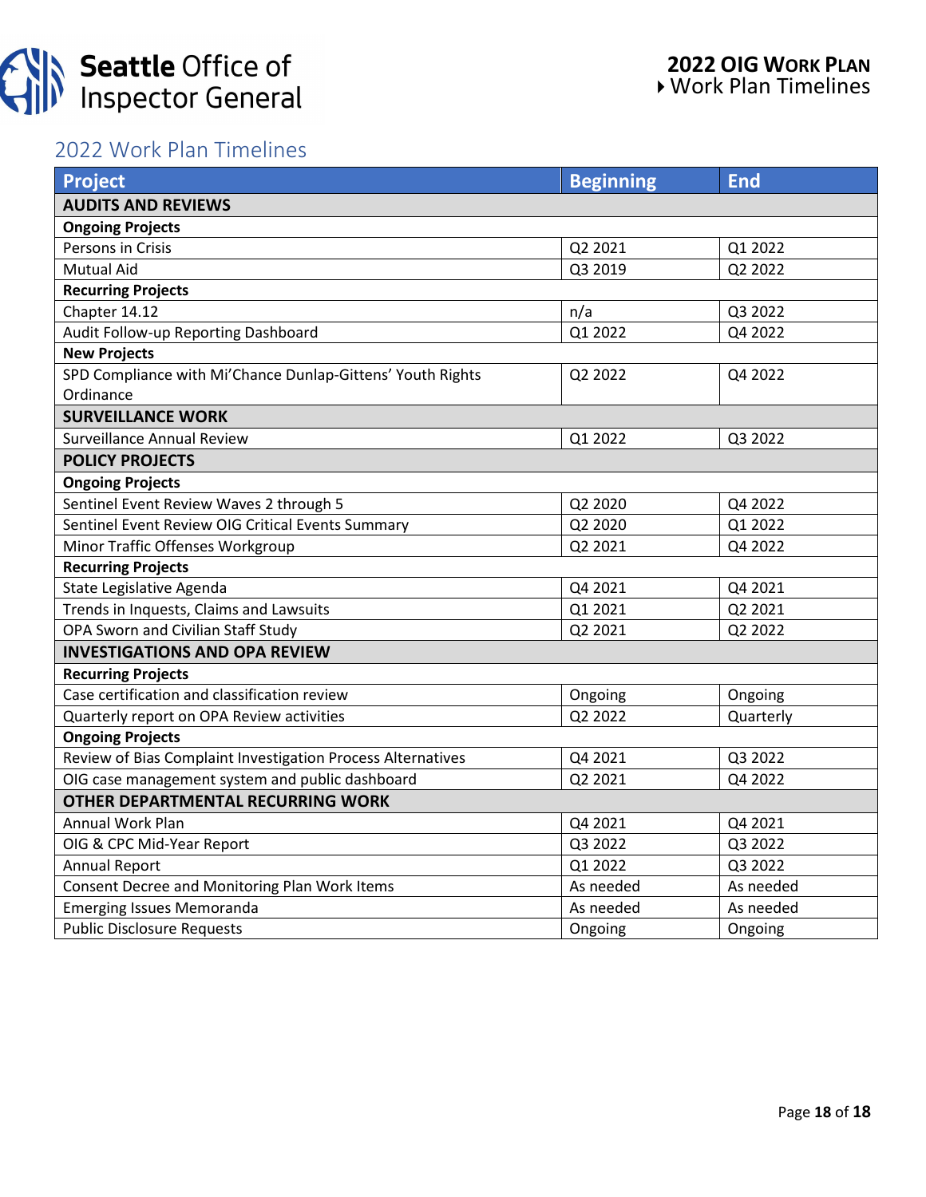## 2022 Work Plan Timelines

| Project | Beginning | End |
|---|---|---|
| **AUDITS AND REVIEWS** | | |
| **Ongoing Projects** | | |
| Persons in Crisis | Q2 2021 | Q1 2022 |
| Mutual Aid | Q3 2019 | Q2 2022 |
| **Recurring Projects** | | |
| Chapter 14.12 | n/a | Q3 2022 |
| Audit Follow-up Reporting Dashboard | Q1 2022 | Q4 2022 |
| **New Projects** | | |
| SPD Compliance with Mi'Chance Dunlap-Gittens' Youth Rights Ordinance | Q2 2022 | Q4 2022 |
| **SURVEILLANCE WORK** | | |
| Surveillance Annual Review | Q1 2022 | Q3 2022 |
| **POLICY PROJECTS** | | |
| **Ongoing Projects** | | |
| Sentinel Event Review Waves 2 through 5 | Q2 2020 | Q4 2022 |
| Sentinel Event Review OIG Critical Events Summary | Q2 2020 | Q1 2022 |
| Minor Traffic Offenses Workgroup | Q2 2021 | Q4 2022 |
| **Recurring Projects** | | |
| State Legislative Agenda | Q4 2021 | Q4 2021 |
| Trends in Inquests, Claims and Lawsuits | Q1 2021 | Q2 2021 |
| OPA Sworn and Civilian Staff Study | Q2 2021 | Q2 2022 |
| **INVESTIGATIONS AND OPA REVIEW** | | |
| **Recurring Projects** | | |
| Case certification and classification review | Ongoing | Ongoing |
| Quarterly report on OPA Review activities | Q2 2022 | Quarterly |
| **Ongoing Projects** | | |
| Review of Bias Complaint Investigation Process Alternatives | Q4 2021 | Q3 2022 |
| OIG case management system and public dashboard | Q2 2021 | Q4 2022 |
| **OTHER DEPARTMENTAL RECURRING WORK** | | |
| Annual Work Plan | Q4 2021 | Q4 2021 |
| OIG & CPC Mid-Year Report | Q3 2022 | Q3 2022 |
| Annual Report | Q1 2022 | Q3 2022 |
| Consent Decree and Monitoring Plan Work Items | As needed | As needed |
| Emerging Issues Memoranda | As needed | As needed |
| Public Disclosure Requests | Ongoing | Ongoing |